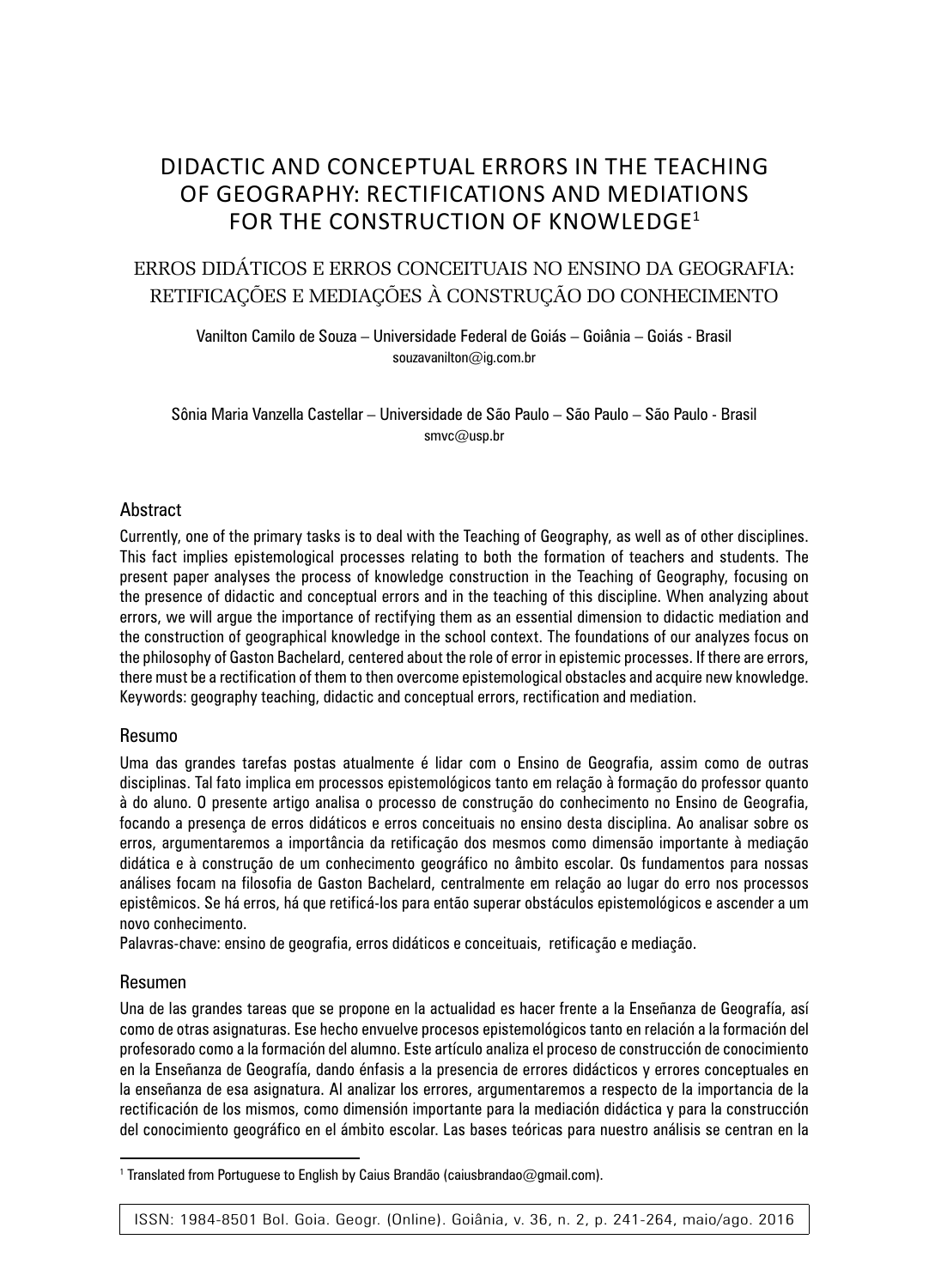# DIDACTIC AND CONCEPTUAL ERRORS IN THE TEACHING OF GEOGRAPHY: RECTIFICATIONS AND MEDIATIONS FOR THE CONSTRUCTION OF KNOWLEDGE[1]

## ERROS DIDÁTICOS E ERROS CONCEITUAIS NO ENSINO DA GEOGRAFIA: RETIFICAÇÕES E MEDIAÇÕES À CONSTRUÇÃO DO CONHECIMENTO

Vanilton Camilo de Souza – Universidade Federal de Goiás – Goiânia – Goiás - Brasil
souzavanilton@ig.com.br

Sônia Maria Vanzella Castellar – Universidade de São Paulo – São Paulo – São Paulo - Brasil
smvc@usp.br

### Abstract

Currently, one of the primary tasks is to deal with the Teaching of Geography, as well as of other disciplines. This fact implies epistemological processes relating to both the formation of teachers and students. The present paper analyses the process of knowledge construction in the Teaching of Geography, focusing on the presence of didactic and conceptual errors and in the teaching of this discipline. When analyzing about errors, we will argue the importance of rectifying them as an essential dimension to didactic mediation and the construction of geographical knowledge in the school context. The foundations of our analyzes focus on the philosophy of Gaston Bachelard, centered about the role of error in epistemic processes. If there are errors, there must be a rectification of them to then overcome epistemological obstacles and acquire new knowledge.
Keywords: geography teaching, didactic and conceptual errors, rectification and mediation.

### Resumo

Uma das grandes tarefas postas atualmente é lidar com o Ensino de Geografia, assim como de outras disciplinas. Tal fato implica em processos epistemológicos tanto em relação à formação do professor quanto à do aluno. O presente artigo analisa o processo de construção do conhecimento no Ensino de Geografia, focando a presença de erros didáticos e erros conceituais no ensino desta disciplina. Ao analisar sobre os erros, argumentaremos a importância da retificação dos mesmos como dimensão importante à mediação didática e à construção de um conhecimento geográfico no âmbito escolar. Os fundamentos para nossas análises focam na filosofia de Gaston Bachelard, centralmente em relação ao lugar do erro nos processos epistêmicos. Se há erros, há que retificá-los para então superar obstáculos epistemológicos e ascender a um novo conhecimento.
Palavras-chave: ensino de geografia, erros didáticos e conceituais, retificação e mediação.

### Resumen

Una de las grandes tareas que se propone en la actualidad es hacer frente a la Enseñanza de Geografía, así como de otras asignaturas. Ese hecho envuelve procesos epistemológicos tanto en relación a la formación del profesorado como a la formación del alumno. Este artículo analiza el proceso de construcción de conocimiento en la Enseñanza de Geografía, dando énfasis a la presencia de errores didácticos y errores conceptuales en la enseñanza de esa asignatura. Al analizar los errores, argumentaremos a respecto de la importancia de la rectificación de los mismos, como dimensión importante para la mediación didáctica y para la construcción del conocimiento geográfico en el ámbito escolar. Las bases teóricas para nuestro análisis se centran en la

[1] Translated from Portuguese to English by Caius Brandão (caiusbrandao@gmail.com).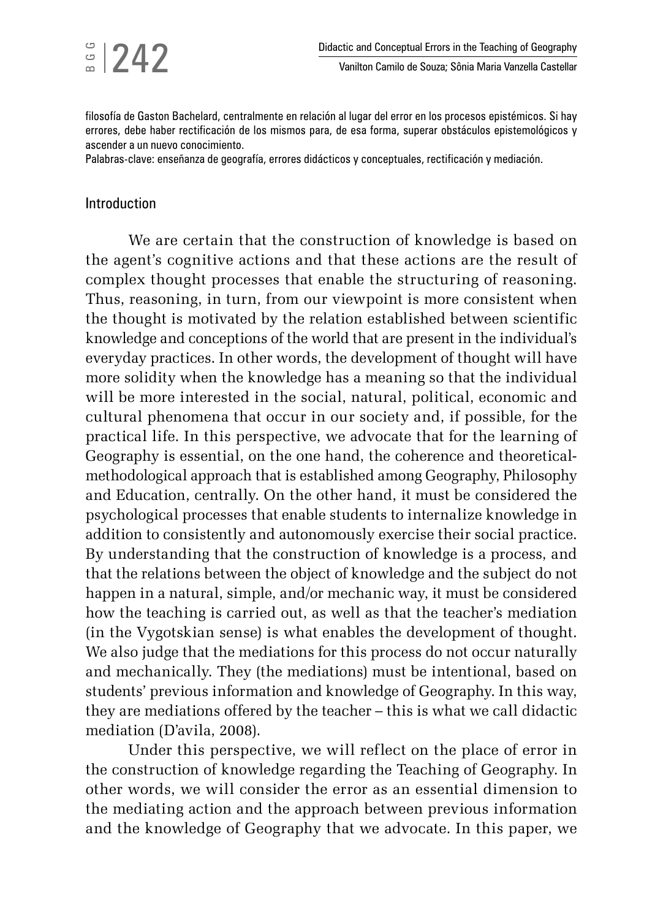filosofía de Gaston Bachelard, centralmente en relación al lugar del error en los procesos epistémicos. Si hay errores, debe haber rectificación de los mismos para, de esa forma, superar obstáculos epistemológicos y ascender a un nuevo conocimiento.

Palabras-clave: enseñanza de geografía, errores didácticos y conceptuales, rectificación y mediación.

## Introduction

We are certain that the construction of knowledge is based on the agent's cognitive actions and that these actions are the result of complex thought processes that enable the structuring of reasoning. Thus, reasoning, in turn, from our viewpoint is more consistent when the thought is motivated by the relation established between scientific knowledge and conceptions of the world that are present in the individual's everyday practices. In other words, the development of thought will have more solidity when the knowledge has a meaning so that the individual will be more interested in the social, natural, political, economic and cultural phenomena that occur in our society and, if possible, for the practical life. In this perspective, we advocate that for the learning of Geography is essential, on the one hand, the coherence and theoretical-methodological approach that is established among Geography, Philosophy and Education, centrally. On the other hand, it must be considered the psychological processes that enable students to internalize knowledge in addition to consistently and autonomously exercise their social practice. By understanding that the construction of knowledge is a process, and that the relations between the object of knowledge and the subject do not happen in a natural, simple, and/or mechanic way, it must be considered how the teaching is carried out, as well as that the teacher's mediation (in the Vygotskian sense) is what enables the development of thought. We also judge that the mediations for this process do not occur naturally and mechanically. They (the mediations) must be intentional, based on students' previous information and knowledge of Geography. In this way, they are mediations offered by the teacher – this is what we call didactic mediation (D'avila, 2008).

Under this perspective, we will reflect on the place of error in the construction of knowledge regarding the Teaching of Geography. In other words, we will consider the error as an essential dimension to the mediating action and the approach between previous information and the knowledge of Geography that we advocate. In this paper, we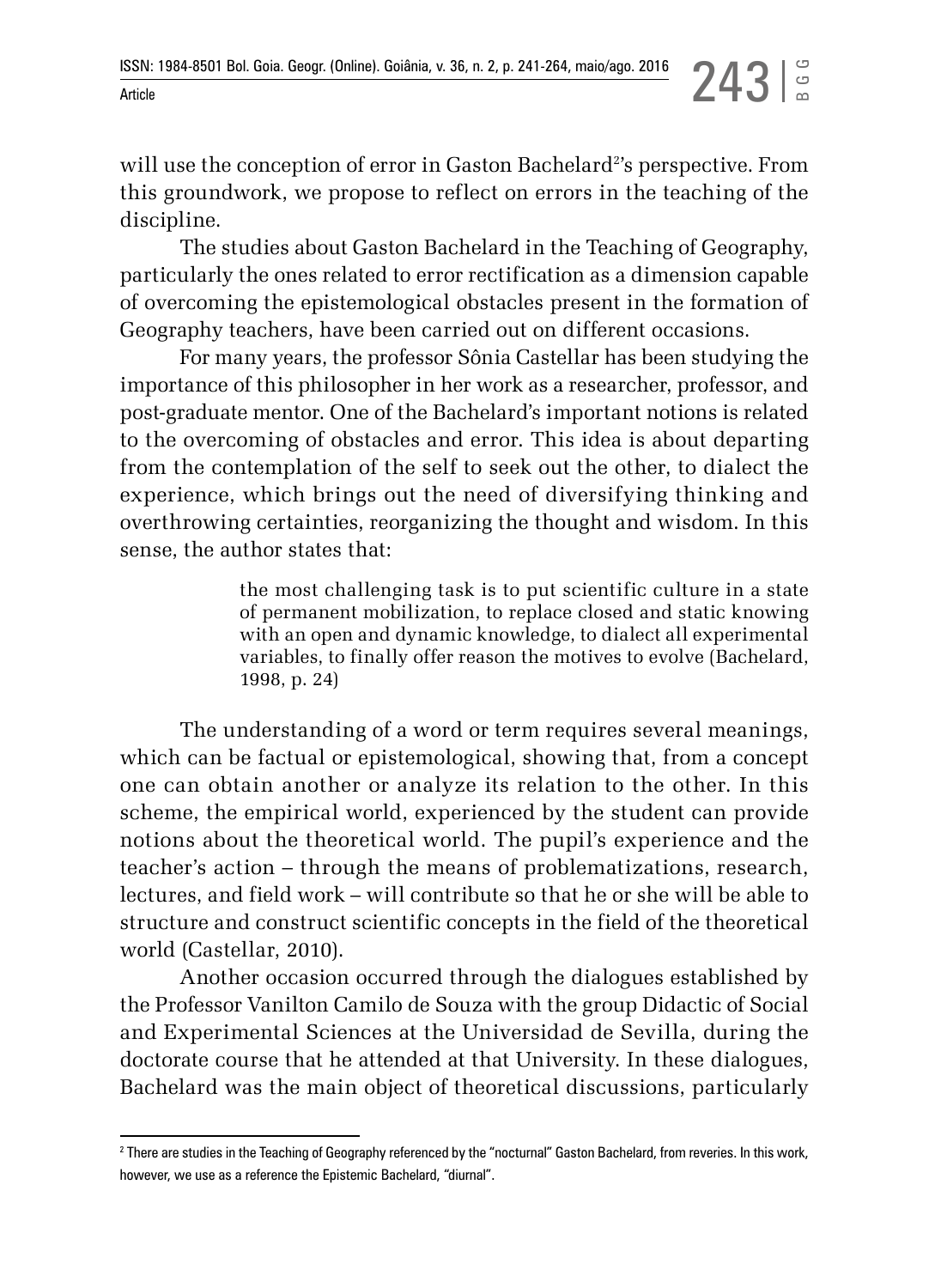will use the conception of error in Gaston Bachelard[2]'s perspective. From this groundwork, we propose to reflect on errors in the teaching of the discipline.

The studies about Gaston Bachelard in the Teaching of Geography, particularly the ones related to error rectification as a dimension capable of overcoming the epistemological obstacles present in the formation of Geography teachers, have been carried out on different occasions.

For many years, the professor Sônia Castellar has been studying the importance of this philosopher in her work as a researcher, professor, and post-graduate mentor. One of the Bachelard's important notions is related to the overcoming of obstacles and error. This idea is about departing from the contemplation of the self to seek out the other, to dialect the experience, which brings out the need of diversifying thinking and overthrowing certainties, reorganizing the thought and wisdom. In this sense, the author states that:

> the most challenging task is to put scientific culture in a state of permanent mobilization, to replace closed and static knowing with an open and dynamic knowledge, to dialect all experimental variables, to finally offer reason the motives to evolve (Bachelard, 1998, p. 24)

The understanding of a word or term requires several meanings, which can be factual or epistemological, showing that, from a concept one can obtain another or analyze its relation to the other. In this scheme, the empirical world, experienced by the student can provide notions about the theoretical world. The pupil's experience and the teacher's action – through the means of problematizations, research, lectures, and field work – will contribute so that he or she will be able to structure and construct scientific concepts in the field of the theoretical world (Castellar, 2010).

Another occasion occurred through the dialogues established by the Professor Vanilton Camilo de Souza with the group Didactic of Social and Experimental Sciences at the Universidad de Sevilla, during the doctorate course that he attended at that University. In these dialogues, Bachelard was the main object of theoretical discussions, particularly

---

[2] There are studies in the Teaching of Geography referenced by the "nocturnal" Gaston Bachelard, from reveries. In this work, however, we use as a reference the Epistemic Bachelard, "diurnal".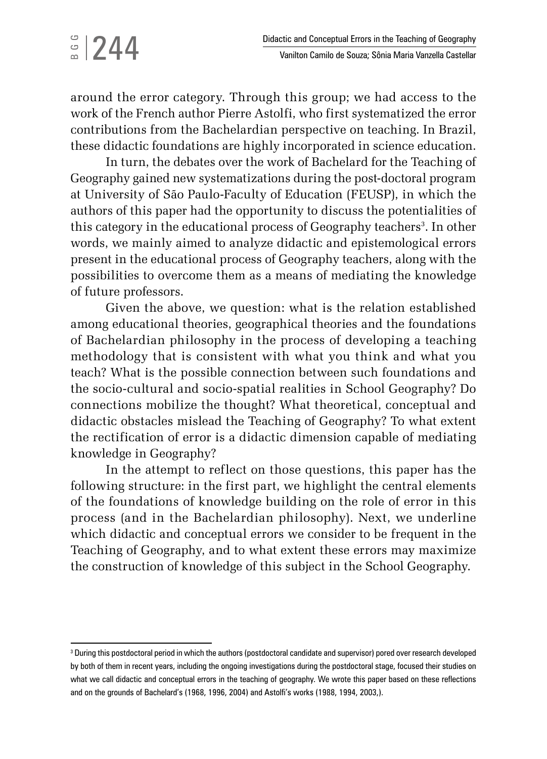around the error category. Through this group; we had access to the work of the French author Pierre Astolfi, who first systematized the error contributions from the Bachelardian perspective on teaching. In Brazil, these didactic foundations are highly incorporated in science education.

In turn, the debates over the work of Bachelard for the Teaching of Geography gained new systematizations during the post-doctoral program at University of São Paulo-Faculty of Education (FEUSP), in which the authors of this paper had the opportunity to discuss the potentialities of this category in the educational process of Geography teachers[3]. In other words, we mainly aimed to analyze didactic and epistemological errors present in the educational process of Geography teachers, along with the possibilities to overcome them as a means of mediating the knowledge of future professors.

Given the above, we question: what is the relation established among educational theories, geographical theories and the foundations of Bachelardian philosophy in the process of developing a teaching methodology that is consistent with what you think and what you teach? What is the possible connection between such foundations and the socio-cultural and socio-spatial realities in School Geography? Do connections mobilize the thought? What theoretical, conceptual and didactic obstacles mislead the Teaching of Geography? To what extent the rectification of error is a didactic dimension capable of mediating knowledge in Geography?

In the attempt to reflect on those questions, this paper has the following structure: in the first part, we highlight the central elements of the foundations of knowledge building on the role of error in this process (and in the Bachelardian philosophy). Next, we underline which didactic and conceptual errors we consider to be frequent in the Teaching of Geography, and to what extent these errors may maximize the construction of knowledge of this subject in the School Geography.

[3] During this postdoctoral period in which the authors (postdoctoral candidate and supervisor) pored over research developed by both of them in recent years, including the ongoing investigations during the postdoctoral stage, focused their studies on what we call didactic and conceptual errors in the teaching of geography. We wrote this paper based on these reflections and on the grounds of Bachelard's (1968, 1996, 2004) and Astolfi's works (1988, 1994, 2003,).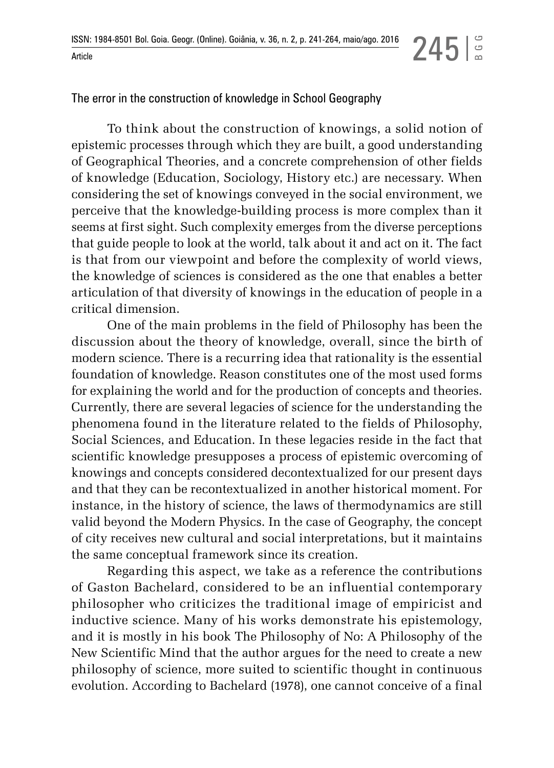## The error in the construction of knowledge in School Geography

To think about the construction of knowings, a solid notion of epistemic processes through which they are built, a good understanding of Geographical Theories, and a concrete comprehension of other fields of knowledge (Education, Sociology, History etc.) are necessary. When considering the set of knowings conveyed in the social environment, we perceive that the knowledge-building process is more complex than it seems at first sight. Such complexity emerges from the diverse perceptions that guide people to look at the world, talk about it and act on it. The fact is that from our viewpoint and before the complexity of world views, the knowledge of sciences is considered as the one that enables a better articulation of that diversity of knowings in the education of people in a critical dimension.

One of the main problems in the field of Philosophy has been the discussion about the theory of knowledge, overall, since the birth of modern science. There is a recurring idea that rationality is the essential foundation of knowledge. Reason constitutes one of the most used forms for explaining the world and for the production of concepts and theories. Currently, there are several legacies of science for the understanding the phenomena found in the literature related to the fields of Philosophy, Social Sciences, and Education. In these legacies reside in the fact that scientific knowledge presupposes a process of epistemic overcoming of knowings and concepts considered decontextualized for our present days and that they can be recontextualized in another historical moment. For instance, in the history of science, the laws of thermodynamics are still valid beyond the Modern Physics. In the case of Geography, the concept of city receives new cultural and social interpretations, but it maintains the same conceptual framework since its creation.

Regarding this aspect, we take as a reference the contributions of Gaston Bachelard, considered to be an influential contemporary philosopher who criticizes the traditional image of empiricist and inductive science. Many of his works demonstrate his epistemology, and it is mostly in his book The Philosophy of No: A Philosophy of the New Scientific Mind that the author argues for the need to create a new philosophy of science, more suited to scientific thought in continuous evolution. According to Bachelard (1978), one cannot conceive of a final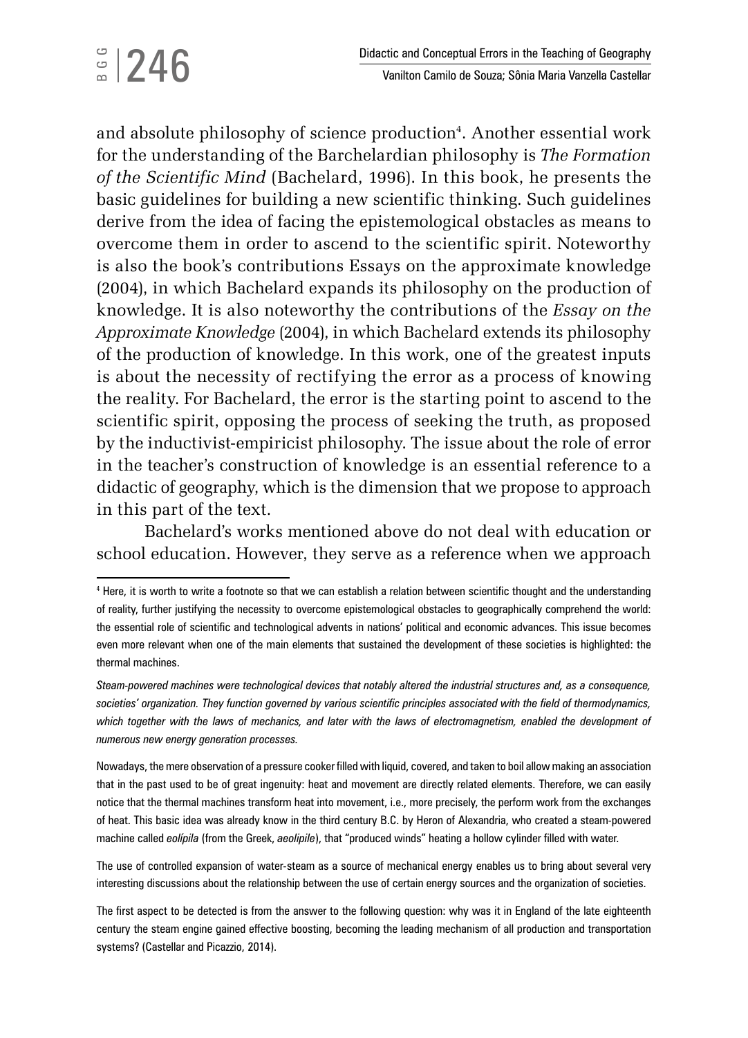and absolute philosophy of science production[4]. Another essential work for the understanding of the Barchelardian philosophy is *The Formation of the Scientific Mind* (Bachelard, 1996). In this book, he presents the basic guidelines for building a new scientific thinking. Such guidelines derive from the idea of facing the epistemological obstacles as means to overcome them in order to ascend to the scientific spirit. Noteworthy is also the book's contributions Essays on the approximate knowledge (2004), in which Bachelard expands its philosophy on the production of knowledge. It is also noteworthy the contributions of the *Essay on the Approximate Knowledge* (2004), in which Bachelard extends its philosophy of the production of knowledge. In this work, one of the greatest inputs is about the necessity of rectifying the error as a process of knowing the reality. For Bachelard, the error is the starting point to ascend to the scientific spirit, opposing the process of seeking the truth, as proposed by the inductivist-empiricist philosophy. The issue about the role of error in the teacher's construction of knowledge is an essential reference to a didactic of geography, which is the dimension that we propose to approach in this part of the text.

Bachelard's works mentioned above do not deal with education or school education. However, they serve as a reference when we approach

---

[4] Here, it is worth to write a footnote so that we can establish a relation between scientific thought and the understanding of reality, further justifying the necessity to overcome epistemological obstacles to geographically comprehend the world: the essential role of scientific and technological advents in nations' political and economic advances. This issue becomes even more relevant when one of the main elements that sustained the development of these societies is highlighted: the thermal machines.

*Steam-powered machines were technological devices that notably altered the industrial structures and, as a consequence, societies' organization. They function governed by various scientific principles associated with the field of thermodynamics, which together with the laws of mechanics, and later with the laws of electromagnetism, enabled the development of numerous new energy generation processes.*

Nowadays, the mere observation of a pressure cooker filled with liquid, covered, and taken to boil allow making an association that in the past used to be of great ingenuity: heat and movement are directly related elements. Therefore, we can easily notice that the thermal machines transform heat into movement, i.e., more precisely, the perform work from the exchanges of heat. This basic idea was already know in the third century B.C. by Heron of Alexandria, who created a steam-powered machine called *eolípila* (from the Greek, *aeolipile*), that "produced winds" heating a hollow cylinder filled with water.

The use of controlled expansion of water-steam as a source of mechanical energy enables us to bring about several very interesting discussions about the relationship between the use of certain energy sources and the organization of societies.

The first aspect to be detected is from the answer to the following question: why was it in England of the late eighteenth century the steam engine gained effective boosting, becoming the leading mechanism of all production and transportation systems? (Castellar and Picazzio, 2014).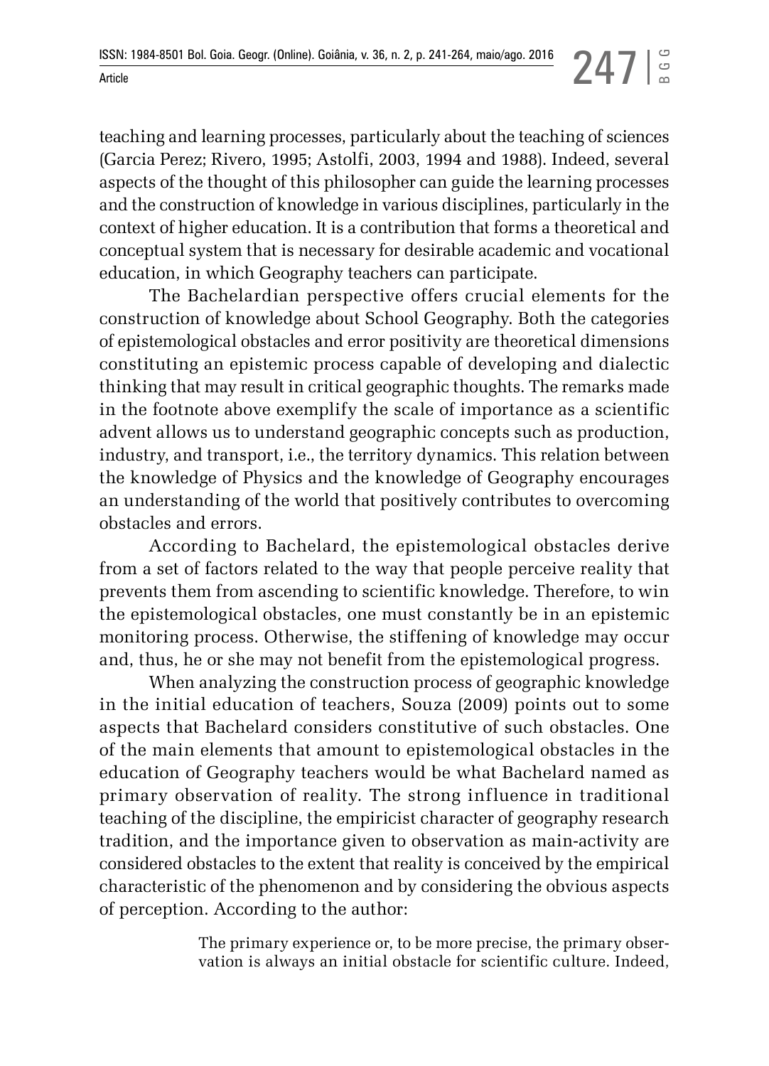teaching and learning processes, particularly about the teaching of sciences (Garcia Perez; Rivero, 1995; Astolfi, 2003, 1994 and 1988). Indeed, several aspects of the thought of this philosopher can guide the learning processes and the construction of knowledge in various disciplines, particularly in the context of higher education. It is a contribution that forms a theoretical and conceptual system that is necessary for desirable academic and vocational education, in which Geography teachers can participate.

The Bachelardian perspective offers crucial elements for the construction of knowledge about School Geography. Both the categories of epistemological obstacles and error positivity are theoretical dimensions constituting an epistemic process capable of developing and dialectic thinking that may result in critical geographic thoughts. The remarks made in the footnote above exemplify the scale of importance as a scientific advent allows us to understand geographic concepts such as production, industry, and transport, i.e., the territory dynamics. This relation between the knowledge of Physics and the knowledge of Geography encourages an understanding of the world that positively contributes to overcoming obstacles and errors.

According to Bachelard, the epistemological obstacles derive from a set of factors related to the way that people perceive reality that prevents them from ascending to scientific knowledge. Therefore, to win the epistemological obstacles, one must constantly be in an epistemic monitoring process. Otherwise, the stiffening of knowledge may occur and, thus, he or she may not benefit from the epistemological progress.

When analyzing the construction process of geographic knowledge in the initial education of teachers, Souza (2009) points out to some aspects that Bachelard considers constitutive of such obstacles. One of the main elements that amount to epistemological obstacles in the education of Geography teachers would be what Bachelard named as primary observation of reality. The strong influence in traditional teaching of the discipline, the empiricist character of geography research tradition, and the importance given to observation as main-activity are considered obstacles to the extent that reality is conceived by the empirical characteristic of the phenomenon and by considering the obvious aspects of perception. According to the author:

> The primary experience or, to be more precise, the primary observation is always an initial obstacle for scientific culture. Indeed,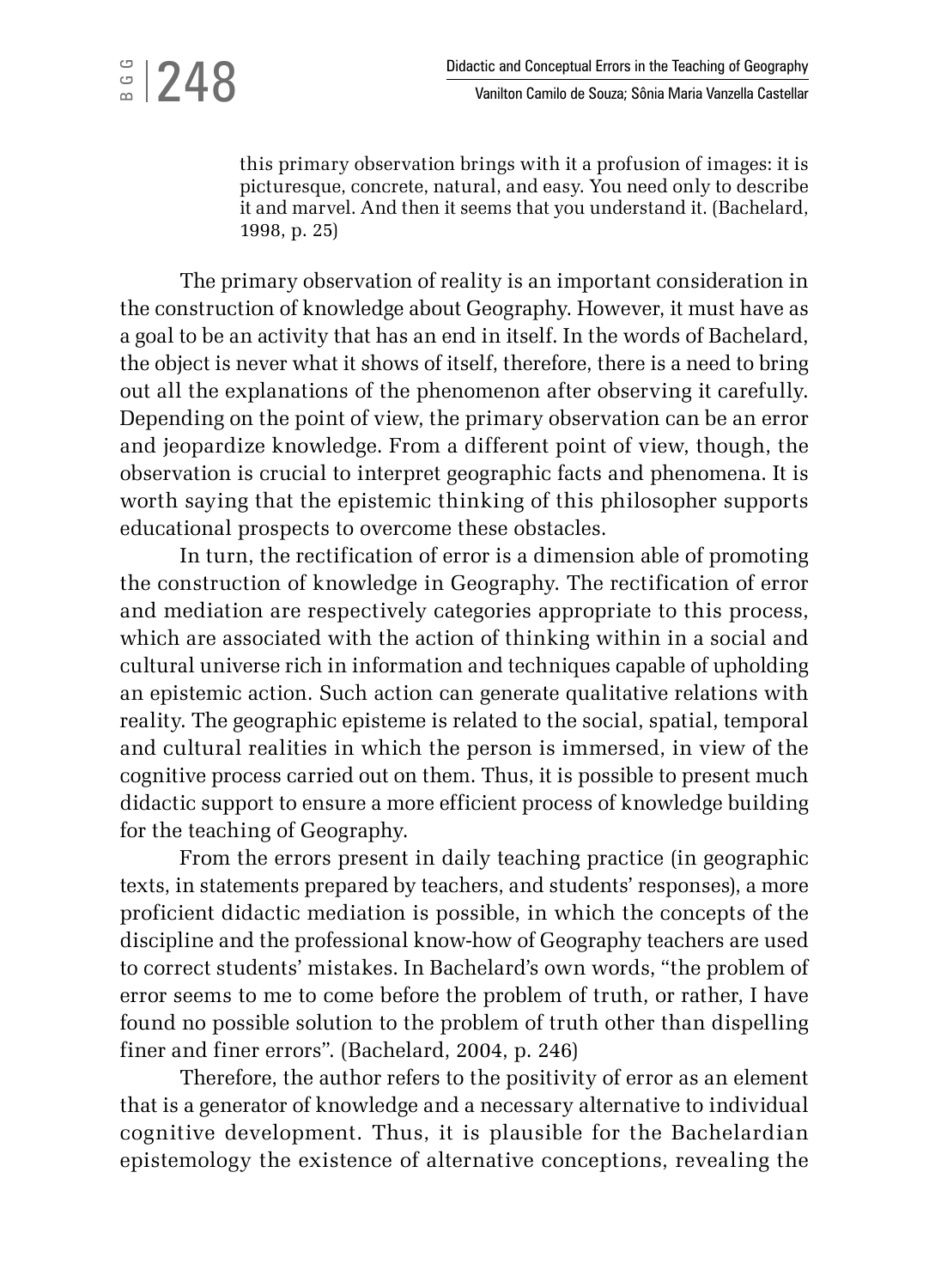> this primary observation brings with it a profusion of images: it is picturesque, concrete, natural, and easy. You need only to describe it and marvel. And then it seems that you understand it. (Bachelard, 1998, p. 25)

The primary observation of reality is an important consideration in the construction of knowledge about Geography. However, it must have as a goal to be an activity that has an end in itself. In the words of Bachelard, the object is never what it shows of itself, therefore, there is a need to bring out all the explanations of the phenomenon after observing it carefully. Depending on the point of view, the primary observation can be an error and jeopardize knowledge. From a different point of view, though, the observation is crucial to interpret geographic facts and phenomena. It is worth saying that the epistemic thinking of this philosopher supports educational prospects to overcome these obstacles.

In turn, the rectification of error is a dimension able of promoting the construction of knowledge in Geography. The rectification of error and mediation are respectively categories appropriate to this process, which are associated with the action of thinking within in a social and cultural universe rich in information and techniques capable of upholding an epistemic action. Such action can generate qualitative relations with reality. The geographic episteme is related to the social, spatial, temporal and cultural realities in which the person is immersed, in view of the cognitive process carried out on them. Thus, it is possible to present much didactic support to ensure a more efficient process of knowledge building for the teaching of Geography.

From the errors present in daily teaching practice (in geographic texts, in statements prepared by teachers, and students' responses), a more proficient didactic mediation is possible, in which the concepts of the discipline and the professional know-how of Geography teachers are used to correct students' mistakes. In Bachelard's own words, "the problem of error seems to me to come before the problem of truth, or rather, I have found no possible solution to the problem of truth other than dispelling finer and finer errors". (Bachelard, 2004, p. 246)

Therefore, the author refers to the positivity of error as an element that is a generator of knowledge and a necessary alternative to individual cognitive development. Thus, it is plausible for the Bachelardian epistemology the existence of alternative conceptions, revealing the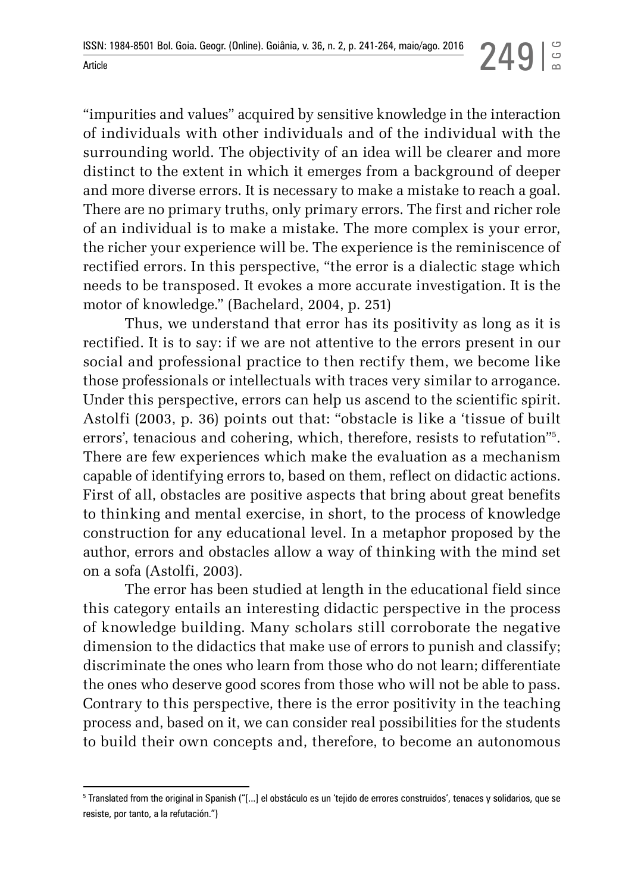"impurities and values" acquired by sensitive knowledge in the interaction of individuals with other individuals and of the individual with the surrounding world. The objectivity of an idea will be clearer and more distinct to the extent in which it emerges from a background of deeper and more diverse errors. It is necessary to make a mistake to reach a goal. There are no primary truths, only primary errors. The first and richer role of an individual is to make a mistake. The more complex is your error, the richer your experience will be. The experience is the reminiscence of rectified errors. In this perspective, "the error is a dialectic stage which needs to be transposed. It evokes a more accurate investigation. It is the motor of knowledge." (Bachelard, 2004, p. 251)

Thus, we understand that error has its positivity as long as it is rectified. It is to say: if we are not attentive to the errors present in our social and professional practice to then rectify them, we become like those professionals or intellectuals with traces very similar to arrogance. Under this perspective, errors can help us ascend to the scientific spirit. Astolfi (2003, p. 36) points out that: "obstacle is like a 'tissue of built errors', tenacious and cohering, which, therefore, resists to refutation"[5]. There are few experiences which make the evaluation as a mechanism capable of identifying errors to, based on them, reflect on didactic actions. First of all, obstacles are positive aspects that bring about great benefits to thinking and mental exercise, in short, to the process of knowledge construction for any educational level. In a metaphor proposed by the author, errors and obstacles allow a way of thinking with the mind set on a sofa (Astolfi, 2003).

The error has been studied at length in the educational field since this category entails an interesting didactic perspective in the process of knowledge building. Many scholars still corroborate the negative dimension to the didactics that make use of errors to punish and classify; discriminate the ones who learn from those who do not learn; differentiate the ones who deserve good scores from those who will not be able to pass. Contrary to this perspective, there is the error positivity in the teaching process and, based on it, we can consider real possibilities for the students to build their own concepts and, therefore, to become an autonomous

[5] Translated from the original in Spanish ("[...] el obstáculo es un 'tejido de errores construidos', tenaces y solidarios, que se resiste, por tanto, a la refutación.")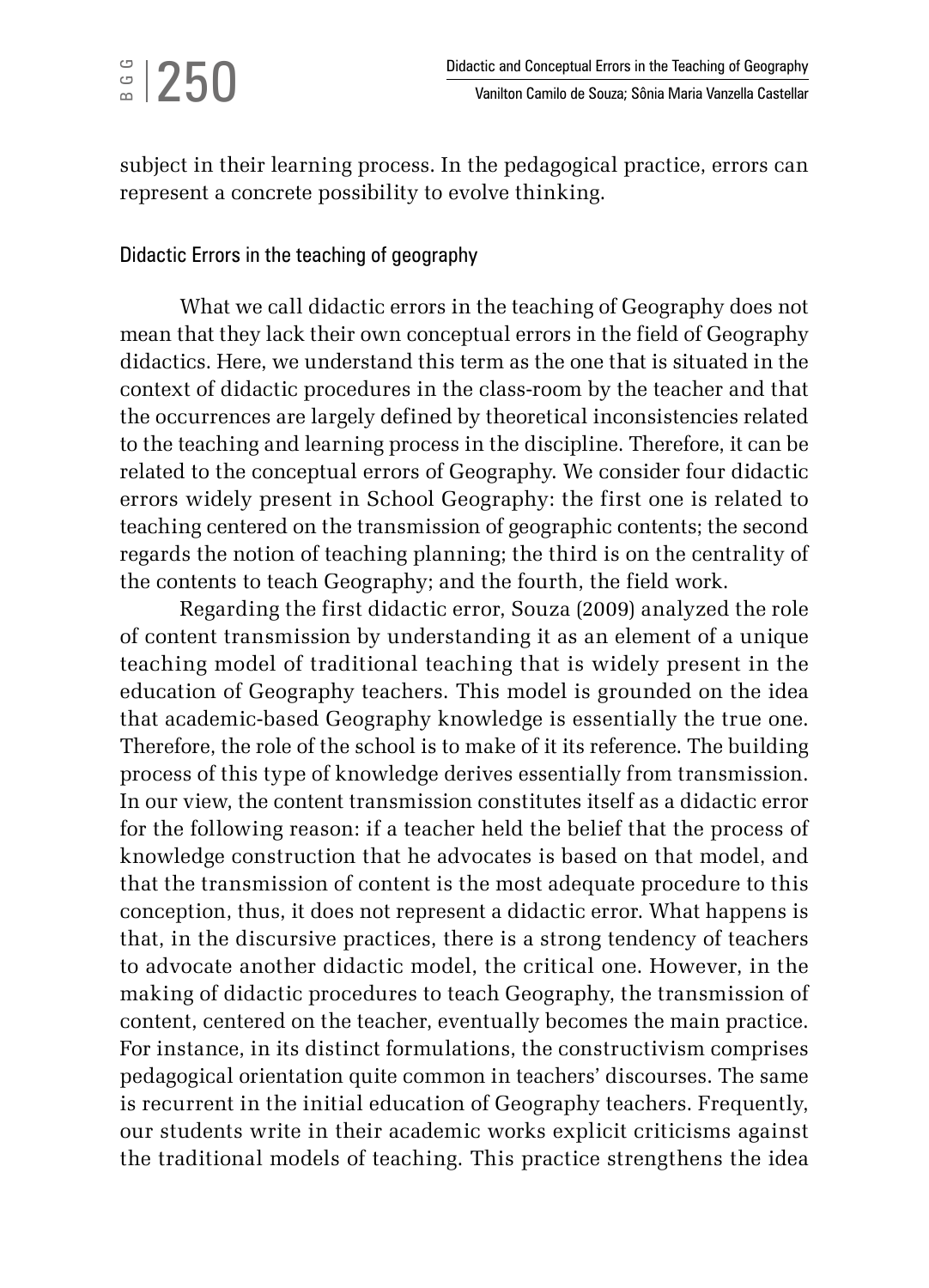subject in their learning process. In the pedagogical practice, errors can represent a concrete possibility to evolve thinking.

## Didactic Errors in the teaching of geography

What we call didactic errors in the teaching of Geography does not mean that they lack their own conceptual errors in the field of Geography didactics. Here, we understand this term as the one that is situated in the context of didactic procedures in the class-room by the teacher and that the occurrences are largely defined by theoretical inconsistencies related to the teaching and learning process in the discipline. Therefore, it can be related to the conceptual errors of Geography. We consider four didactic errors widely present in School Geography: the first one is related to teaching centered on the transmission of geographic contents; the second regards the notion of teaching planning; the third is on the centrality of the contents to teach Geography; and the fourth, the field work.

Regarding the first didactic error, Souza (2009) analyzed the role of content transmission by understanding it as an element of a unique teaching model of traditional teaching that is widely present in the education of Geography teachers. This model is grounded on the idea that academic-based Geography knowledge is essentially the true one. Therefore, the role of the school is to make of it its reference. The building process of this type of knowledge derives essentially from transmission. In our view, the content transmission constitutes itself as a didactic error for the following reason: if a teacher held the belief that the process of knowledge construction that he advocates is based on that model, and that the transmission of content is the most adequate procedure to this conception, thus, it does not represent a didactic error. What happens is that, in the discursive practices, there is a strong tendency of teachers to advocate another didactic model, the critical one. However, in the making of didactic procedures to teach Geography, the transmission of content, centered on the teacher, eventually becomes the main practice. For instance, in its distinct formulations, the constructivism comprises pedagogical orientation quite common in teachers' discourses. The same is recurrent in the initial education of Geography teachers. Frequently, our students write in their academic works explicit criticisms against the traditional models of teaching. This practice strengthens the idea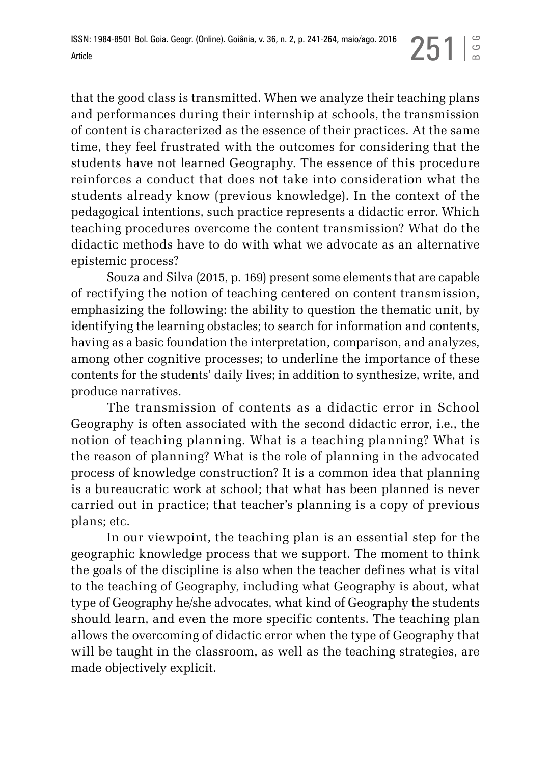that the good class is transmitted. When we analyze their teaching plans and performances during their internship at schools, the transmission of content is characterized as the essence of their practices. At the same time, they feel frustrated with the outcomes for considering that the students have not learned Geography. The essence of this procedure reinforces a conduct that does not take into consideration what the students already know (previous knowledge). In the context of the pedagogical intentions, such practice represents a didactic error. Which teaching procedures overcome the content transmission? What do the didactic methods have to do with what we advocate as an alternative epistemic process?

Souza and Silva (2015, p. 169) present some elements that are capable of rectifying the notion of teaching centered on content transmission, emphasizing the following: the ability to question the thematic unit, by identifying the learning obstacles; to search for information and contents, having as a basic foundation the interpretation, comparison, and analyzes, among other cognitive processes; to underline the importance of these contents for the students' daily lives; in addition to synthesize, write, and produce narratives.

The transmission of contents as a didactic error in School Geography is often associated with the second didactic error, i.e., the notion of teaching planning. What is a teaching planning? What is the reason of planning? What is the role of planning in the advocated process of knowledge construction? It is a common idea that planning is a bureaucratic work at school; that what has been planned is never carried out in practice; that teacher's planning is a copy of previous plans; etc.

In our viewpoint, the teaching plan is an essential step for the geographic knowledge process that we support. The moment to think the goals of the discipline is also when the teacher defines what is vital to the teaching of Geography, including what Geography is about, what type of Geography he/she advocates, what kind of Geography the students should learn, and even the more specific contents. The teaching plan allows the overcoming of didactic error when the type of Geography that will be taught in the classroom, as well as the teaching strategies, are made objectively explicit.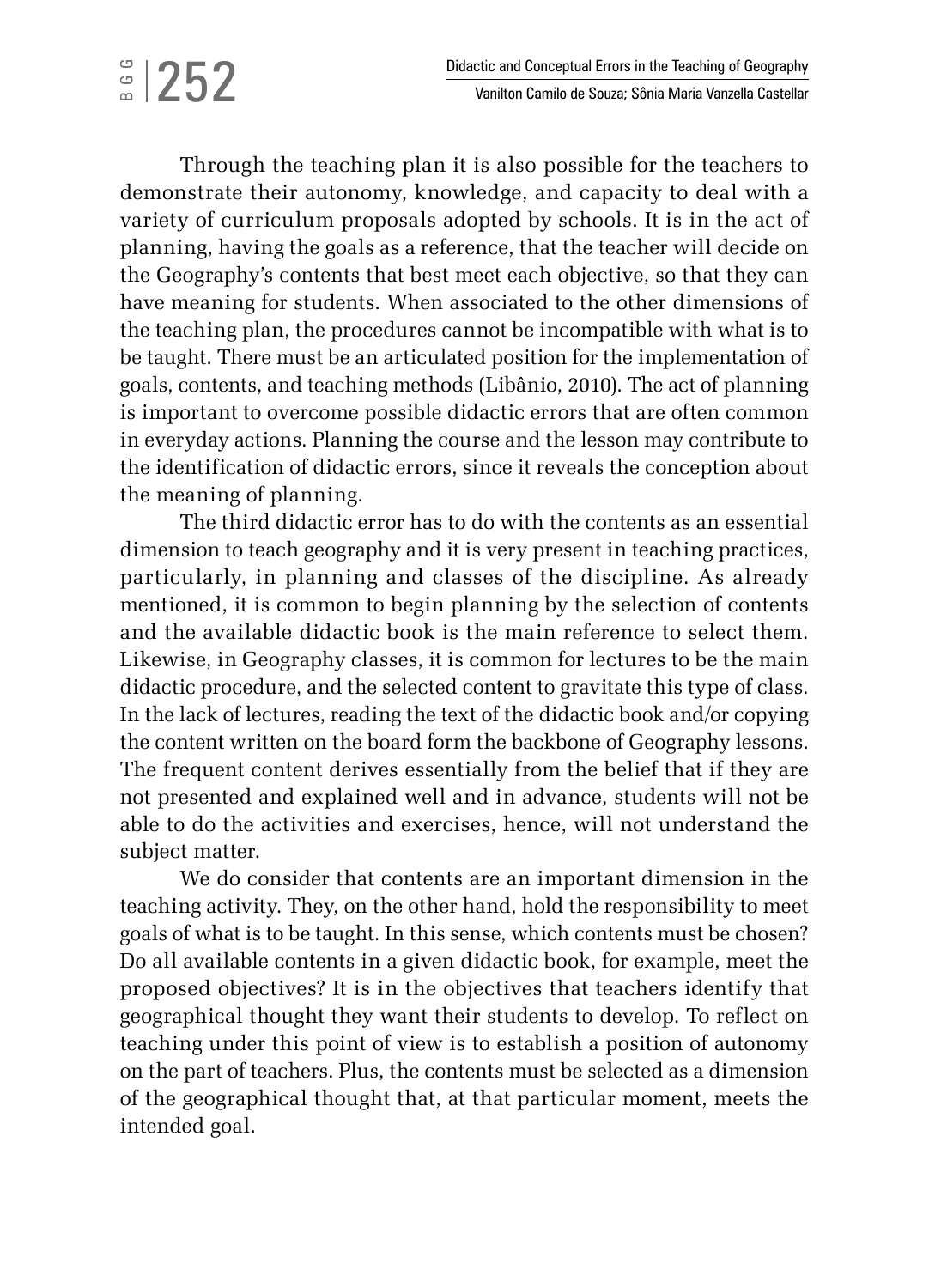Through the teaching plan it is also possible for the teachers to demonstrate their autonomy, knowledge, and capacity to deal with a variety of curriculum proposals adopted by schools. It is in the act of planning, having the goals as a reference, that the teacher will decide on the Geography's contents that best meet each objective, so that they can have meaning for students. When associated to the other dimensions of the teaching plan, the procedures cannot be incompatible with what is to be taught. There must be an articulated position for the implementation of goals, contents, and teaching methods (Libânio, 2010). The act of planning is important to overcome possible didactic errors that are often common in everyday actions. Planning the course and the lesson may contribute to the identification of didactic errors, since it reveals the conception about the meaning of planning.

The third didactic error has to do with the contents as an essential dimension to teach geography and it is very present in teaching practices, particularly, in planning and classes of the discipline. As already mentioned, it is common to begin planning by the selection of contents and the available didactic book is the main reference to select them. Likewise, in Geography classes, it is common for lectures to be the main didactic procedure, and the selected content to gravitate this type of class. In the lack of lectures, reading the text of the didactic book and/or copying the content written on the board form the backbone of Geography lessons. The frequent content derives essentially from the belief that if they are not presented and explained well and in advance, students will not be able to do the activities and exercises, hence, will not understand the subject matter.

We do consider that contents are an important dimension in the teaching activity. They, on the other hand, hold the responsibility to meet goals of what is to be taught. In this sense, which contents must be chosen? Do all available contents in a given didactic book, for example, meet the proposed objectives? It is in the objectives that teachers identify that geographical thought they want their students to develop. To reflect on teaching under this point of view is to establish a position of autonomy on the part of teachers. Plus, the contents must be selected as a dimension of the geographical thought that, at that particular moment, meets the intended goal.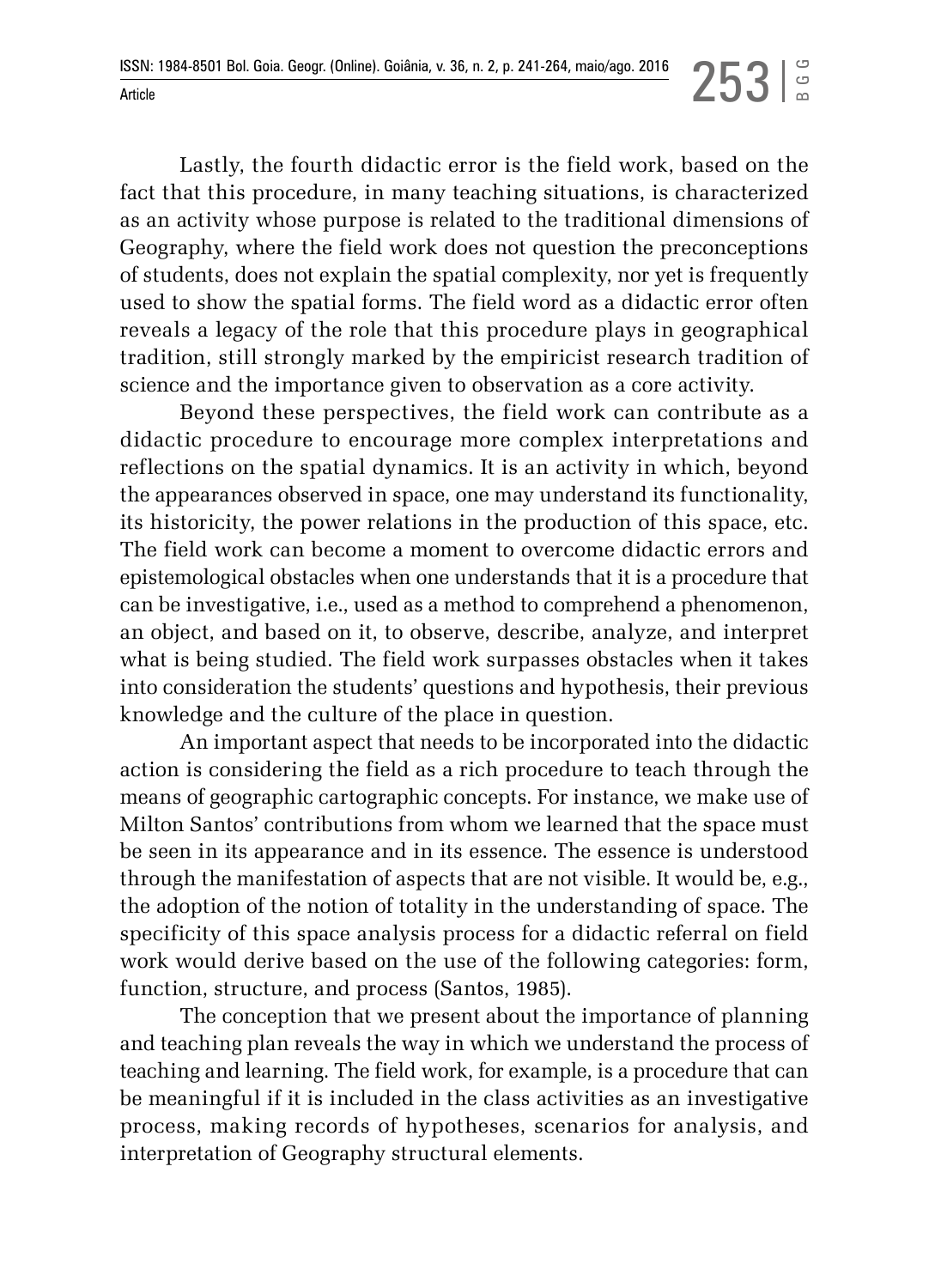Lastly, the fourth didactic error is the field work, based on the fact that this procedure, in many teaching situations, is characterized as an activity whose purpose is related to the traditional dimensions of Geography, where the field work does not question the preconceptions of students, does not explain the spatial complexity, nor yet is frequently used to show the spatial forms. The field word as a didactic error often reveals a legacy of the role that this procedure plays in geographical tradition, still strongly marked by the empiricist research tradition of science and the importance given to observation as a core activity.

Beyond these perspectives, the field work can contribute as a didactic procedure to encourage more complex interpretations and reflections on the spatial dynamics. It is an activity in which, beyond the appearances observed in space, one may understand its functionality, its historicity, the power relations in the production of this space, etc. The field work can become a moment to overcome didactic errors and epistemological obstacles when one understands that it is a procedure that can be investigative, i.e., used as a method to comprehend a phenomenon, an object, and based on it, to observe, describe, analyze, and interpret what is being studied. The field work surpasses obstacles when it takes into consideration the students' questions and hypothesis, their previous knowledge and the culture of the place in question.

An important aspect that needs to be incorporated into the didactic action is considering the field as a rich procedure to teach through the means of geographic cartographic concepts. For instance, we make use of Milton Santos' contributions from whom we learned that the space must be seen in its appearance and in its essence. The essence is understood through the manifestation of aspects that are not visible. It would be, e.g., the adoption of the notion of totality in the understanding of space. The specificity of this space analysis process for a didactic referral on field work would derive based on the use of the following categories: form, function, structure, and process (Santos, 1985).

The conception that we present about the importance of planning and teaching plan reveals the way in which we understand the process of teaching and learning. The field work, for example, is a procedure that can be meaningful if it is included in the class activities as an investigative process, making records of hypotheses, scenarios for analysis, and interpretation of Geography structural elements.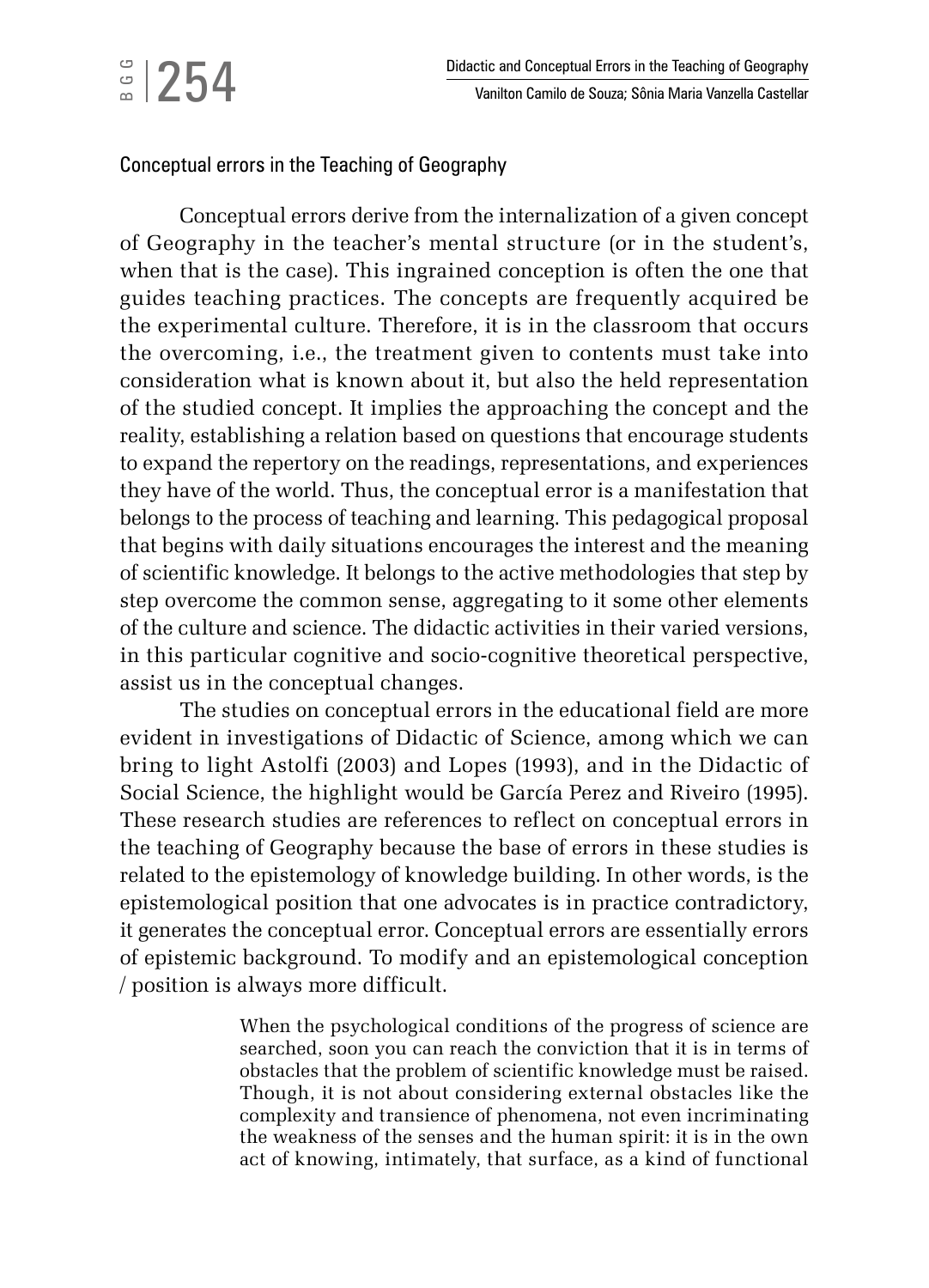## Conceptual errors in the Teaching of Geography

Conceptual errors derive from the internalization of a given concept of Geography in the teacher's mental structure (or in the student's, when that is the case). This ingrained conception is often the one that guides teaching practices. The concepts are frequently acquired be the experimental culture. Therefore, it is in the classroom that occurs the overcoming, i.e., the treatment given to contents must take into consideration what is known about it, but also the held representation of the studied concept. It implies the approaching the concept and the reality, establishing a relation based on questions that encourage students to expand the repertory on the readings, representations, and experiences they have of the world. Thus, the conceptual error is a manifestation that belongs to the process of teaching and learning. This pedagogical proposal that begins with daily situations encourages the interest and the meaning of scientific knowledge. It belongs to the active methodologies that step by step overcome the common sense, aggregating to it some other elements of the culture and science. The didactic activities in their varied versions, in this particular cognitive and socio-cognitive theoretical perspective, assist us in the conceptual changes.

The studies on conceptual errors in the educational field are more evident in investigations of Didactic of Science, among which we can bring to light Astolfi (2003) and Lopes (1993), and in the Didactic of Social Science, the highlight would be García Perez and Riveiro (1995). These research studies are references to reflect on conceptual errors in the teaching of Geography because the base of errors in these studies is related to the epistemology of knowledge building. In other words, is the epistemological position that one advocates is in practice contradictory, it generates the conceptual error. Conceptual errors are essentially errors of epistemic background. To modify and an epistemological conception / position is always more difficult.

> When the psychological conditions of the progress of science are searched, soon you can reach the conviction that it is in terms of obstacles that the problem of scientific knowledge must be raised. Though, it is not about considering external obstacles like the complexity and transience of phenomena, not even incriminating the weakness of the senses and the human spirit: it is in the own act of knowing, intimately, that surface, as a kind of functional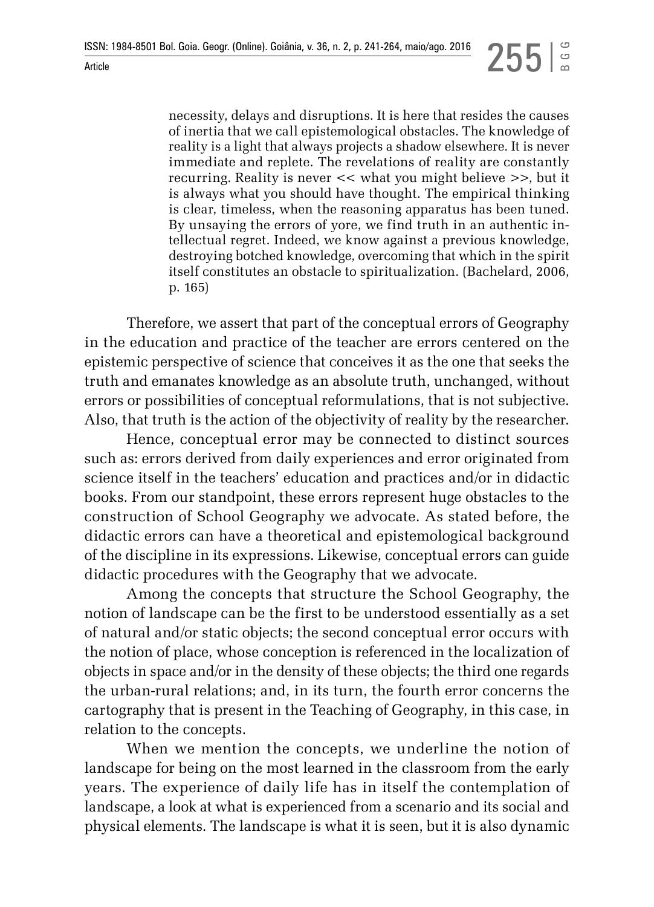> necessity, delays and disruptions. It is here that resides the causes of inertia that we call epistemological obstacles. The knowledge of reality is a light that always projects a shadow elsewhere. It is never immediate and replete. The revelations of reality are constantly recurring. Reality is never << what you might believe >>, but it is always what you should have thought. The empirical thinking is clear, timeless, when the reasoning apparatus has been tuned. By unsaying the errors of yore, we find truth in an authentic intellectual regret. Indeed, we know against a previous knowledge, destroying botched knowledge, overcoming that which in the spirit itself constitutes an obstacle to spiritualization. (Bachelard, 2006, p. 165)

Therefore, we assert that part of the conceptual errors of Geography in the education and practice of the teacher are errors centered on the epistemic perspective of science that conceives it as the one that seeks the truth and emanates knowledge as an absolute truth, unchanged, without errors or possibilities of conceptual reformulations, that is not subjective. Also, that truth is the action of the objectivity of reality by the researcher.

Hence, conceptual error may be connected to distinct sources such as: errors derived from daily experiences and error originated from science itself in the teachers' education and practices and/or in didactic books. From our standpoint, these errors represent huge obstacles to the construction of School Geography we advocate. As stated before, the didactic errors can have a theoretical and epistemological background of the discipline in its expressions. Likewise, conceptual errors can guide didactic procedures with the Geography that we advocate.

Among the concepts that structure the School Geography, the notion of landscape can be the first to be understood essentially as a set of natural and/or static objects; the second conceptual error occurs with the notion of place, whose conception is referenced in the localization of objects in space and/or in the density of these objects; the third one regards the urban-rural relations; and, in its turn, the fourth error concerns the cartography that is present in the Teaching of Geography, in this case, in relation to the concepts.

When we mention the concepts, we underline the notion of landscape for being on the most learned in the classroom from the early years. The experience of daily life has in itself the contemplation of landscape, a look at what is experienced from a scenario and its social and physical elements. The landscape is what it is seen, but it is also dynamic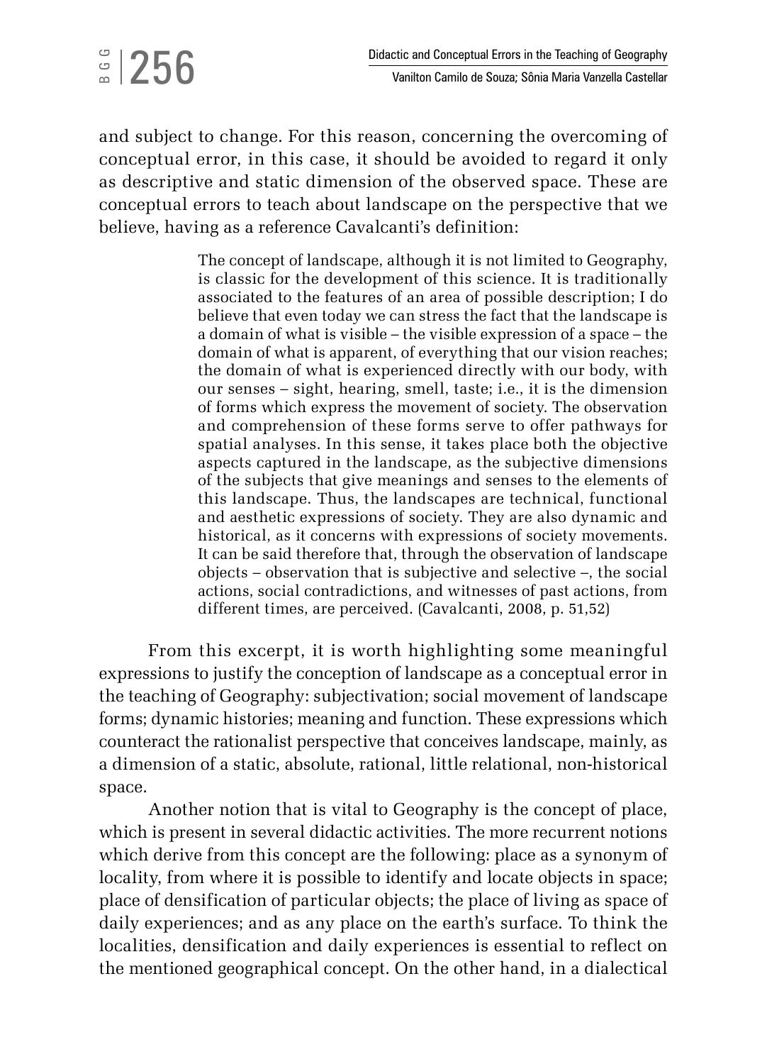and subject to change. For this reason, concerning the overcoming of conceptual error, in this case, it should be avoided to regard it only as descriptive and static dimension of the observed space. These are conceptual errors to teach about landscape on the perspective that we believe, having as a reference Cavalcanti's definition:

> The concept of landscape, although it is not limited to Geography, is classic for the development of this science. It is traditionally associated to the features of an area of possible description; I do believe that even today we can stress the fact that the landscape is a domain of what is visible – the visible expression of a space – the domain of what is apparent, of everything that our vision reaches; the domain of what is experienced directly with our body, with our senses – sight, hearing, smell, taste; i.e., it is the dimension of forms which express the movement of society. The observation and comprehension of these forms serve to offer pathways for spatial analyses. In this sense, it takes place both the objective aspects captured in the landscape, as the subjective dimensions of the subjects that give meanings and senses to the elements of this landscape. Thus, the landscapes are technical, functional and aesthetic expressions of society. They are also dynamic and historical, as it concerns with expressions of society movements. It can be said therefore that, through the observation of landscape objects – observation that is subjective and selective –, the social actions, social contradictions, and witnesses of past actions, from different times, are perceived. (Cavalcanti, 2008, p. 51,52)

From this excerpt, it is worth highlighting some meaningful expressions to justify the conception of landscape as a conceptual error in the teaching of Geography: subjectivation; social movement of landscape forms; dynamic histories; meaning and function. These expressions which counteract the rationalist perspective that conceives landscape, mainly, as a dimension of a static, absolute, rational, little relational, non-historical space.

Another notion that is vital to Geography is the concept of place, which is present in several didactic activities. The more recurrent notions which derive from this concept are the following: place as a synonym of locality, from where it is possible to identify and locate objects in space; place of densification of particular objects; the place of living as space of daily experiences; and as any place on the earth's surface. To think the localities, densification and daily experiences is essential to reflect on the mentioned geographical concept. On the other hand, in a dialectical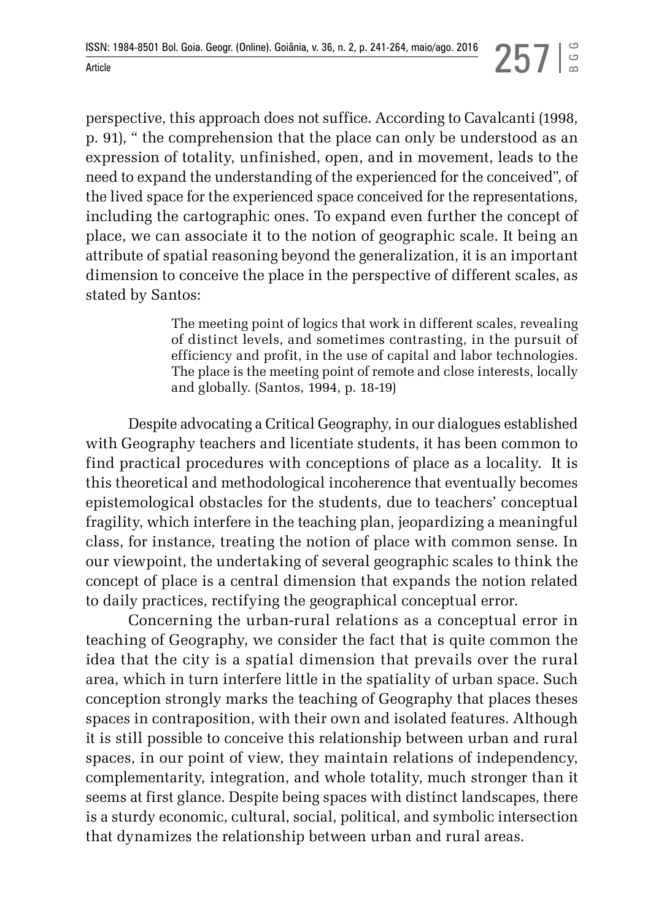perspective, this approach does not suffice. According to Cavalcanti (1998, p. 91), " the comprehension that the place can only be understood as an expression of totality, unfinished, open, and in movement, leads to the need to expand the understanding of the experienced for the conceived", of the lived space for the experienced space conceived for the representations, including the cartographic ones. To expand even further the concept of place, we can associate it to the notion of geographic scale. It being an attribute of spatial reasoning beyond the generalization, it is an important dimension to conceive the place in the perspective of different scales, as stated by Santos:

> The meeting point of logics that work in different scales, revealing of distinct levels, and sometimes contrasting, in the pursuit of efficiency and profit, in the use of capital and labor technologies. The place is the meeting point of remote and close interests, locally and globally. (Santos, 1994, p. 18-19)

Despite advocating a Critical Geography, in our dialogues established with Geography teachers and licentiate students, it has been common to find practical procedures with conceptions of place as a locality. It is this theoretical and methodological incoherence that eventually becomes epistemological obstacles for the students, due to teachers' conceptual fragility, which interfere in the teaching plan, jeopardizing a meaningful class, for instance, treating the notion of place with common sense. In our viewpoint, the undertaking of several geographic scales to think the concept of place is a central dimension that expands the notion related to daily practices, rectifying the geographical conceptual error.

Concerning the urban-rural relations as a conceptual error in teaching of Geography, we consider the fact that is quite common the idea that the city is a spatial dimension that prevails over the rural area, which in turn interfere little in the spatiality of urban space. Such conception strongly marks the teaching of Geography that places theses spaces in contraposition, with their own and isolated features. Although it is still possible to conceive this relationship between urban and rural spaces, in our point of view, they maintain relations of independency, complementarity, integration, and whole totality, much stronger than it seems at first glance. Despite being spaces with distinct landscapes, there is a sturdy economic, cultural, social, political, and symbolic intersection that dynamizes the relationship between urban and rural areas.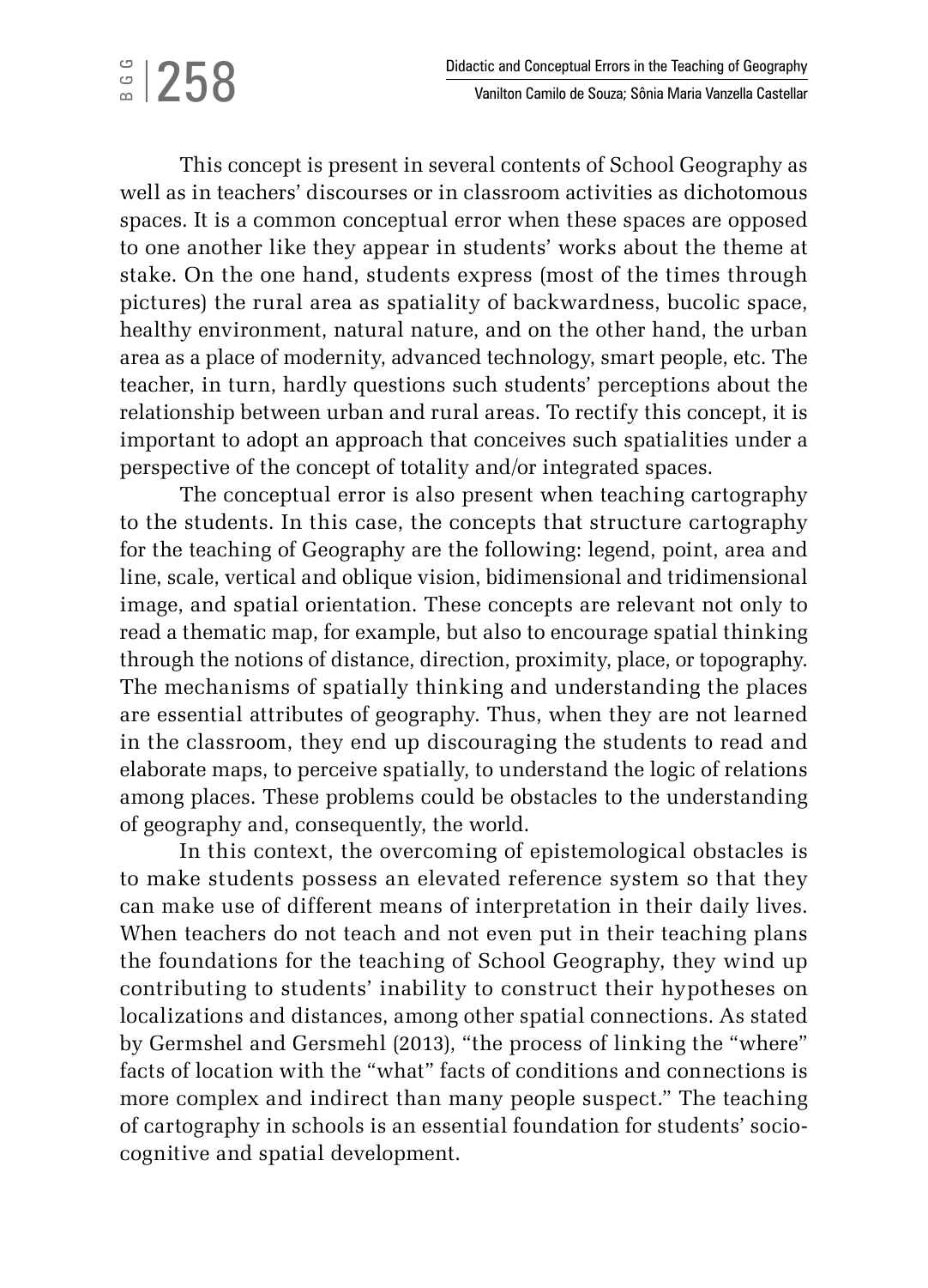This concept is present in several contents of School Geography as well as in teachers' discourses or in classroom activities as dichotomous spaces. It is a common conceptual error when these spaces are opposed to one another like they appear in students' works about the theme at stake. On the one hand, students express (most of the times through pictures) the rural area as spatiality of backwardness, bucolic space, healthy environment, natural nature, and on the other hand, the urban area as a place of modernity, advanced technology, smart people, etc. The teacher, in turn, hardly questions such students' perceptions about the relationship between urban and rural areas. To rectify this concept, it is important to adopt an approach that conceives such spatialities under a perspective of the concept of totality and/or integrated spaces.

The conceptual error is also present when teaching cartography to the students. In this case, the concepts that structure cartography for the teaching of Geography are the following: legend, point, area and line, scale, vertical and oblique vision, bidimensional and tridimensional image, and spatial orientation. These concepts are relevant not only to read a thematic map, for example, but also to encourage spatial thinking through the notions of distance, direction, proximity, place, or topography. The mechanisms of spatially thinking and understanding the places are essential attributes of geography. Thus, when they are not learned in the classroom, they end up discouraging the students to read and elaborate maps, to perceive spatially, to understand the logic of relations among places. These problems could be obstacles to the understanding of geography and, consequently, the world.

In this context, the overcoming of epistemological obstacles is to make students possess an elevated reference system so that they can make use of different means of interpretation in their daily lives. When teachers do not teach and not even put in their teaching plans the foundations for the teaching of School Geography, they wind up contributing to students' inability to construct their hypotheses on localizations and distances, among other spatial connections. As stated by Germshel and Gersmehl (2013), "the process of linking the "where" facts of location with the "what" facts of conditions and connections is more complex and indirect than many people suspect." The teaching of cartography in schools is an essential foundation for students' socio-cognitive and spatial development.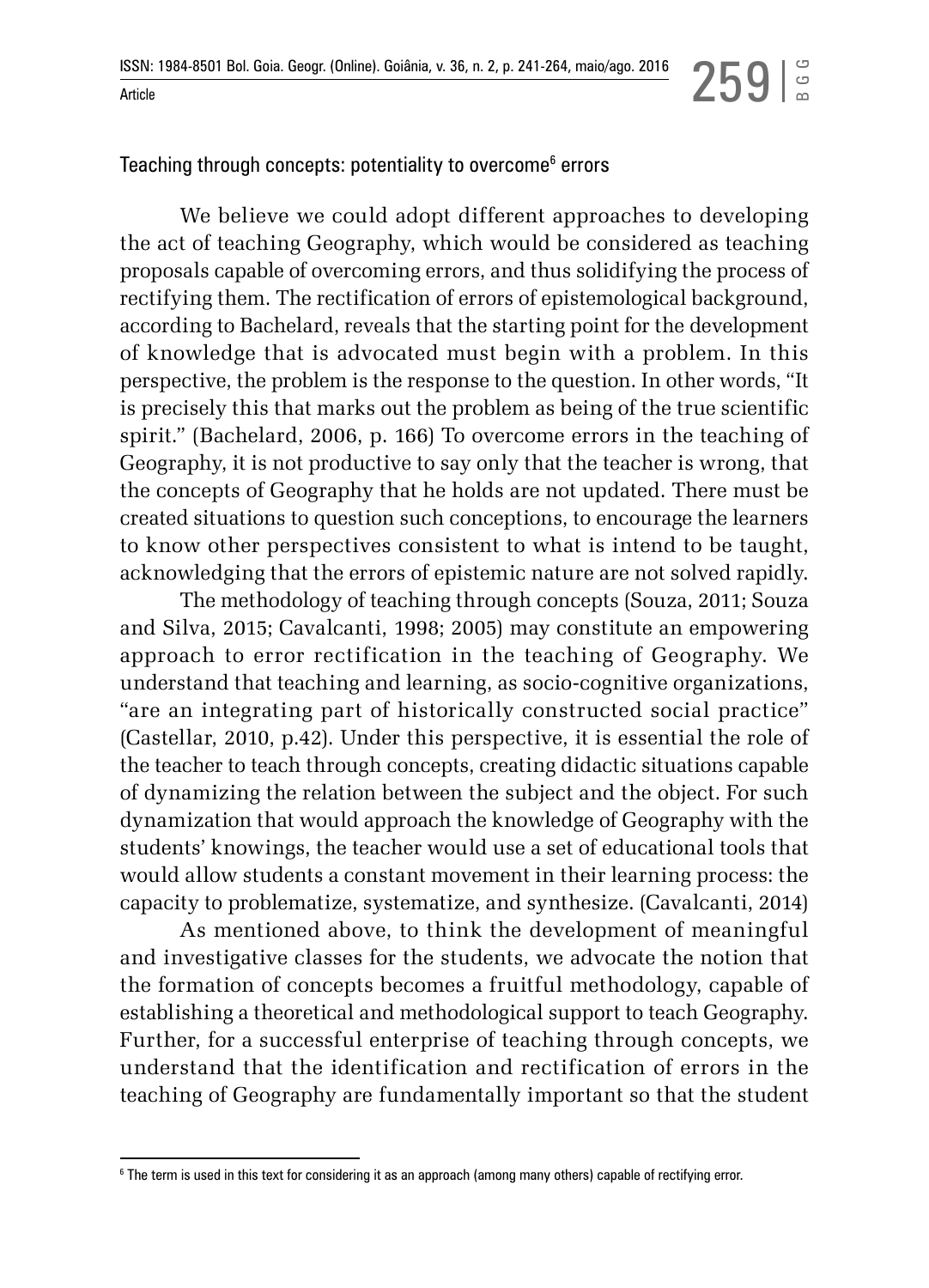## Teaching through concepts: potentiality to overcome[6] errors

We believe we could adopt different approaches to developing the act of teaching Geography, which would be considered as teaching proposals capable of overcoming errors, and thus solidifying the process of rectifying them. The rectification of errors of epistemological background, according to Bachelard, reveals that the starting point for the development of knowledge that is advocated must begin with a problem. In this perspective, the problem is the response to the question. In other words, "It is precisely this that marks out the problem as being of the true scientific spirit." (Bachelard, 2006, p. 166) To overcome errors in the teaching of Geography, it is not productive to say only that the teacher is wrong, that the concepts of Geography that he holds are not updated. There must be created situations to question such conceptions, to encourage the learners to know other perspectives consistent to what is intend to be taught, acknowledging that the errors of epistemic nature are not solved rapidly.

The methodology of teaching through concepts (Souza, 2011; Souza and Silva, 2015; Cavalcanti, 1998; 2005) may constitute an empowering approach to error rectification in the teaching of Geography. We understand that teaching and learning, as socio-cognitive organizations, "are an integrating part of historically constructed social practice" (Castellar, 2010, p.42). Under this perspective, it is essential the role of the teacher to teach through concepts, creating didactic situations capable of dynamizing the relation between the subject and the object. For such dynamization that would approach the knowledge of Geography with the students' knowings, the teacher would use a set of educational tools that would allow students a constant movement in their learning process: the capacity to problematize, systematize, and synthesize. (Cavalcanti, 2014)

As mentioned above, to think the development of meaningful and investigative classes for the students, we advocate the notion that the formation of concepts becomes a fruitful methodology, capable of establishing a theoretical and methodological support to teach Geography. Further, for a successful enterprise of teaching through concepts, we understand that the identification and rectification of errors in the teaching of Geography are fundamentally important so that the student

---

[6] The term is used in this text for considering it as an approach (among many others) capable of rectifying error.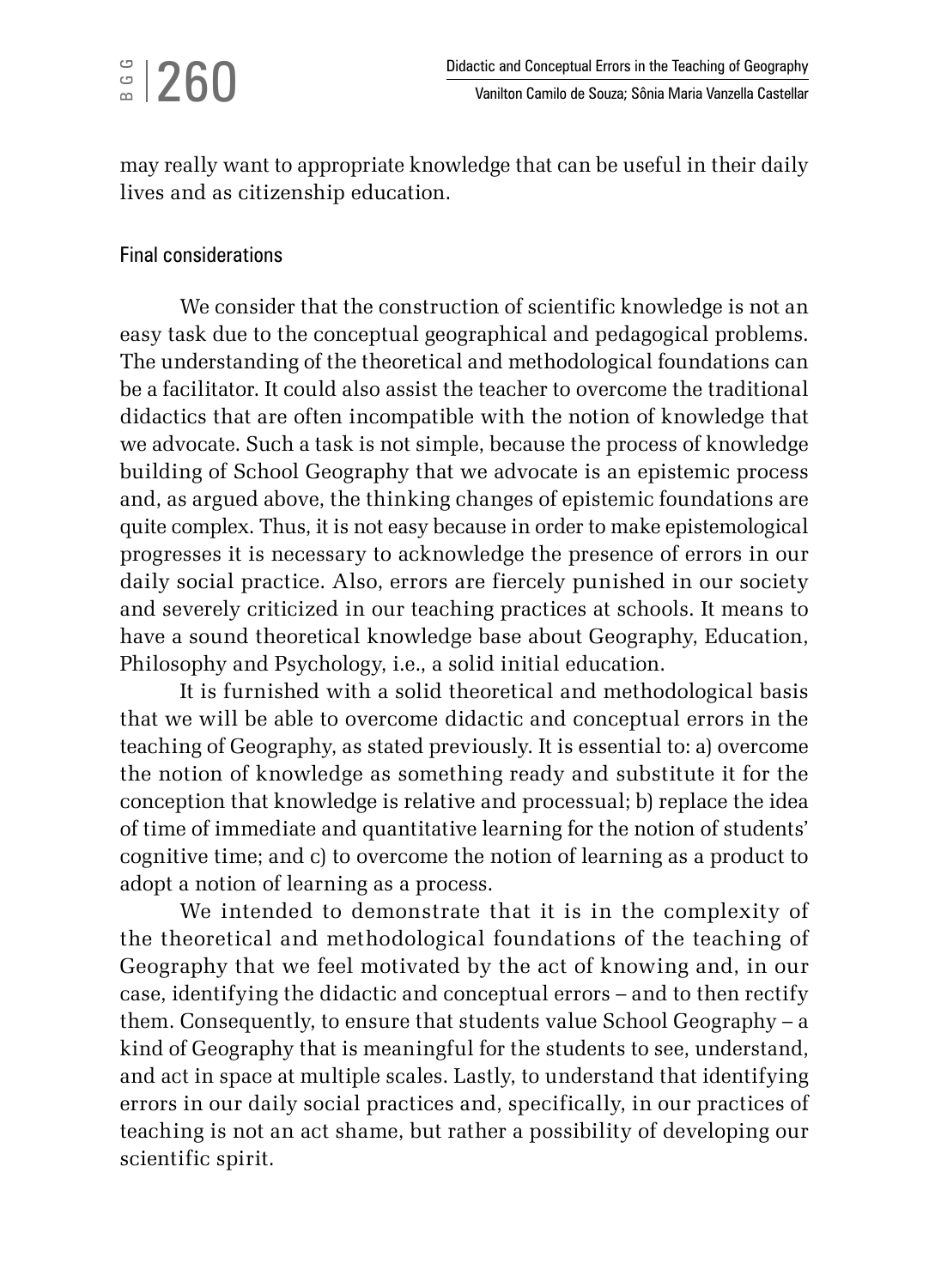may really want to appropriate knowledge that can be useful in their daily lives and as citizenship education.

## Final considerations

We consider that the construction of scientific knowledge is not an easy task due to the conceptual geographical and pedagogical problems. The understanding of the theoretical and methodological foundations can be a facilitator. It could also assist the teacher to overcome the traditional didactics that are often incompatible with the notion of knowledge that we advocate. Such a task is not simple, because the process of knowledge building of School Geography that we advocate is an epistemic process and, as argued above, the thinking changes of epistemic foundations are quite complex. Thus, it is not easy because in order to make epistemological progresses it is necessary to acknowledge the presence of errors in our daily social practice. Also, errors are fiercely punished in our society and severely criticized in our teaching practices at schools. It means to have a sound theoretical knowledge base about Geography, Education, Philosophy and Psychology, i.e., a solid initial education.

It is furnished with a solid theoretical and methodological basis that we will be able to overcome didactic and conceptual errors in the teaching of Geography, as stated previously. It is essential to: a) overcome the notion of knowledge as something ready and substitute it for the conception that knowledge is relative and processual; b) replace the idea of time of immediate and quantitative learning for the notion of students' cognitive time; and c) to overcome the notion of learning as a product to adopt a notion of learning as a process.

We intended to demonstrate that it is in the complexity of the theoretical and methodological foundations of the teaching of Geography that we feel motivated by the act of knowing and, in our case, identifying the didactic and conceptual errors – and to then rectify them. Consequently, to ensure that students value School Geography – a kind of Geography that is meaningful for the students to see, understand, and act in space at multiple scales. Lastly, to understand that identifying errors in our daily social practices and, specifically, in our practices of teaching is not an act shame, but rather a possibility of developing our scientific spirit.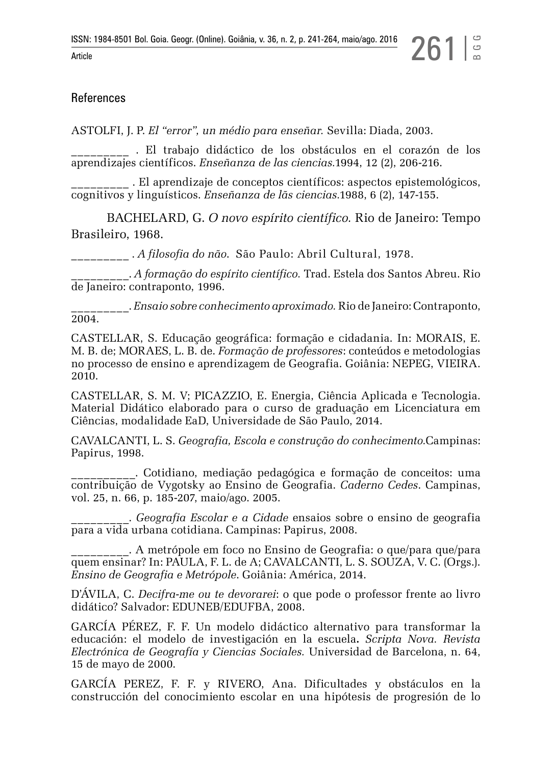## References

ASTOLFI, J. P. *El "error", un médio para enseñar.* Sevilla: Diada, 2003.

_________ . El trabajo didáctico de los obstáculos en el corazón de los aprendizajes científicos. *Enseñanza de las ciencias.*1994, 12 (2), 206-216.

_________ . El aprendizaje de conceptos científicos: aspectos epistemológicos, cognitivos y linguísticos. *Enseñanza de lãs ciencias.*1988, 6 (2), 147-155.

BACHELARD, G. *O novo espírito científico.* Rio de Janeiro: Tempo Brasileiro, 1968.

_________ . *A filosofia do não.* São Paulo: Abril Cultural, 1978.

_________. *A formação do espírito científico.* Trad. Estela dos Santos Abreu. Rio de Janeiro: contraponto, 1996.

_________. *Ensaio sobre conhecimento aproximado.* Rio de Janeiro: Contraponto, 2004.

CASTELLAR, S. Educação geográfica: formação e cidadania. In: MORAIS, E. M. B. de; MORAES, L. B. de. *Formação de professores*: conteúdos e metodologias no processo de ensino e aprendizagem de Geografia. Goiânia: NEPEG, VIEIRA. 2010.

CASTELLAR, S. M. V; PICAZZIO, E. Energia, Ciência Aplicada e Tecnologia. Material Didático elaborado para o curso de graduação em Licenciatura em Ciências, modalidade EaD, Universidade de São Paulo, 2014.

CAVALCANTI, L. S. *Geografia, Escola e construção do conhecimento.*Campinas: Papirus, 1998.

__________. Cotidiano, mediação pedagógica e formação de conceitos: uma contribuição de Vygotsky ao Ensino de Geografia. *Caderno Cedes*. Campinas, vol. 25, n. 66, p. 185-207, maio/ago. 2005.

_________. *Geografia Escolar e a Cidade* ensaios sobre o ensino de geografia para a vida urbana cotidiana. Campinas: Papirus, 2008.

_________. A metrópole em foco no Ensino de Geografia: o que/para que/para quem ensinar? In: PAULA, F. L. de A; CAVALCANTI, L. S. SOUZA, V. C. (Orgs.). *Ensino de Geografia e Metrópole*. Goiânia: América, 2014.

D'ÁVILA, C. *Decifra-me ou te devorarei*: o que pode o professor frente ao livro didático? Salvador: EDUNEB/EDUFBA, 2008.

GARCÍA PÉREZ, F. F. Un modelo didáctico alternativo para transformar la educación: el modelo de investigación en la escuela**.** *Scripta Nova. Revista Electrónica de Geografía y Ciencias Sociales.* Universidad de Barcelona, n. 64, 15 de mayo de 2000.

GARCÍA PEREZ, F. F. y RIVERO, Ana. Dificultades y obstáculos en la construcción del conocimiento escolar en una hipótesis de progresión de lo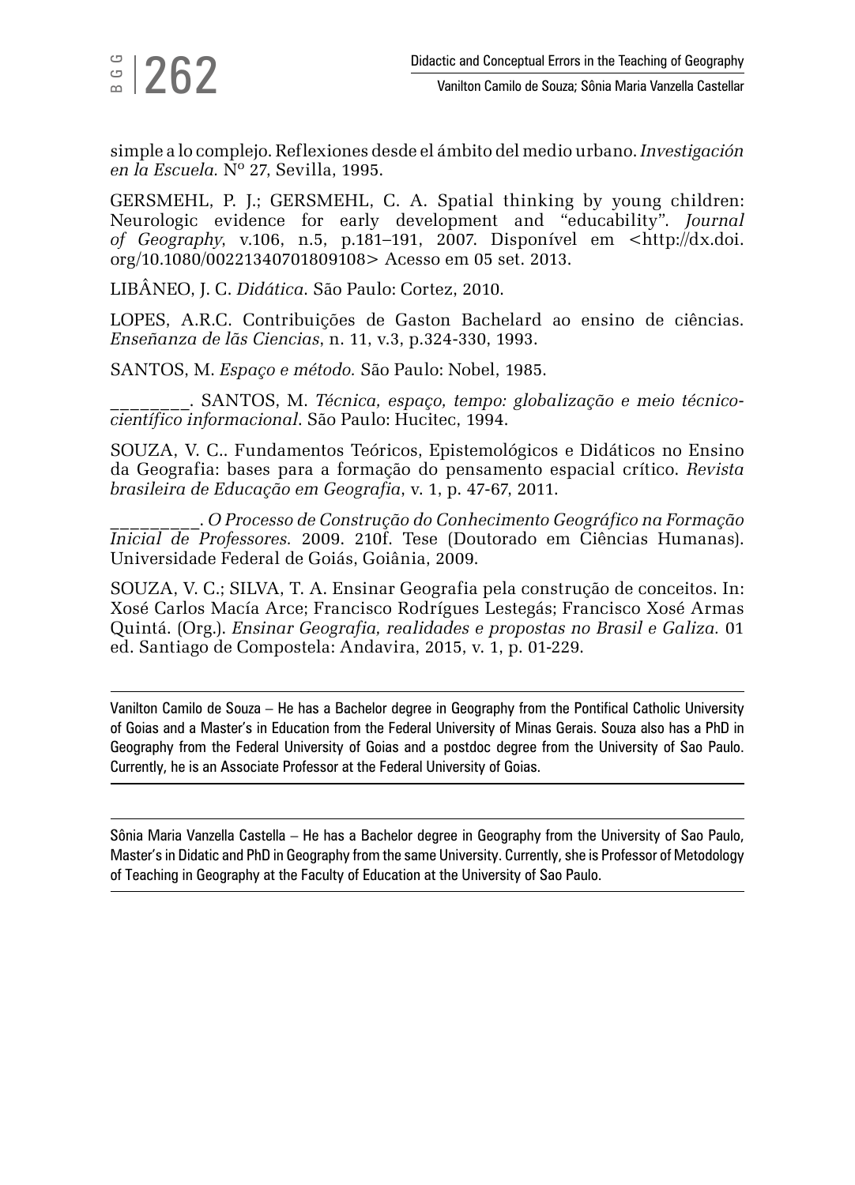simple a lo complejo. Reflexiones desde el ámbito del medio urbano. *Investigación en la Escuela.* Nº 27, Sevilla, 1995.

GERSMEHL, P. J.; GERSMEHL, C. A. Spatial thinking by young children: Neurologic evidence for early development and "educability". *Journal of Geography*, v.106, n.5, p.181–191, 2007. Disponível em <http://dx.doi.org/10.1080/00221340701809108> Acesso em 05 set. 2013.

LIBÂNEO, J. C. *Didática*. São Paulo: Cortez, 2010.

LOPES, A.R.C. Contribuições de Gaston Bachelard ao ensino de ciências. *Enseñanza de lãs Ciencias*, n. 11, v.3, p.324-330, 1993.

SANTOS, M. *Espaço e método.* São Paulo: Nobel, 1985.

________. SANTOS, M. *Técnica, espaço, tempo: globalização e meio técnico-científico informacional*. São Paulo: Hucitec, 1994.

SOUZA, V. C.. Fundamentos Teóricos, Epistemológicos e Didáticos no Ensino da Geografia: bases para a formação do pensamento espacial crítico. *Revista brasileira de Educação em Geografia*, v. 1, p. 47-67, 2011.

_________. *O Processo de Construção do Conhecimento Geográfico na Formação Inicial de Professores.* 2009. 210f. Tese (Doutorado em Ciências Humanas). Universidade Federal de Goiás, Goiânia, 2009.

SOUZA, V. C.; SILVA, T. A. Ensinar Geografia pela construção de conceitos. In: Xosé Carlos Macía Arce; Francisco Rodrígues Lestegás; Francisco Xosé Armas Quintá. (Org.). *Ensinar Geografia, realidades e propostas no Brasil e Galiza.* 01 ed. Santiago de Compostela: Andavira, 2015, v. 1, p. 01-229.

---

Vanilton Camilo de Souza – He has a Bachelor degree in Geography from the Pontifical Catholic University of Goias and a Master's in Education from the Federal University of Minas Gerais. Souza also has a PhD in Geography from the Federal University of Goias and a postdoc degree from the University of Sao Paulo. Currently, he is an Associate Professor at the Federal University of Goias.

---

Sônia Maria Vanzella Castella – He has a Bachelor degree in Geography from the University of Sao Paulo, Master's in Didatic and PhD in Geography from the same University. Currently, she is Professor of Metodology of Teaching in Geography at the Faculty of Education at the University of Sao Paulo.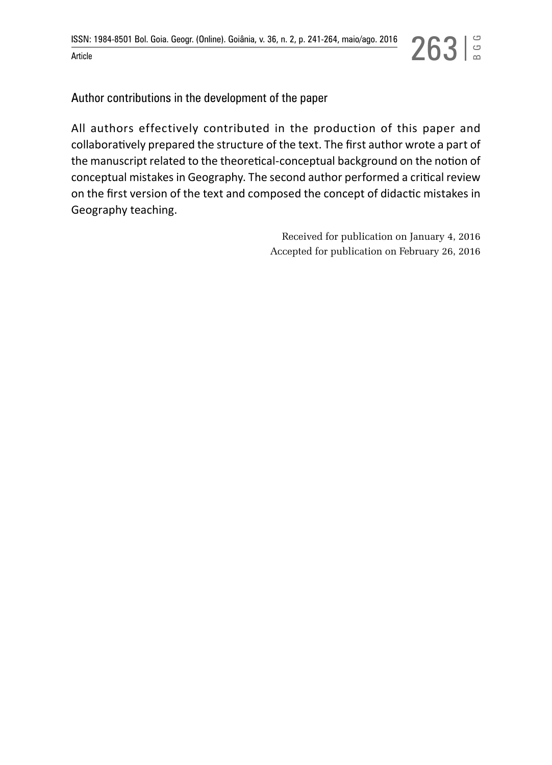## Author contributions in the development of the paper

All authors effectively contributed in the production of this paper and collaboratively prepared the structure of the text. The first author wrote a part of the manuscript related to the theoretical-conceptual background on the notion of conceptual mistakes in Geography. The second author performed a critical review on the first version of the text and composed the concept of didactic mistakes in Geography teaching.

Received for publication on January 4, 2016
Accepted for publication on February 26, 2016